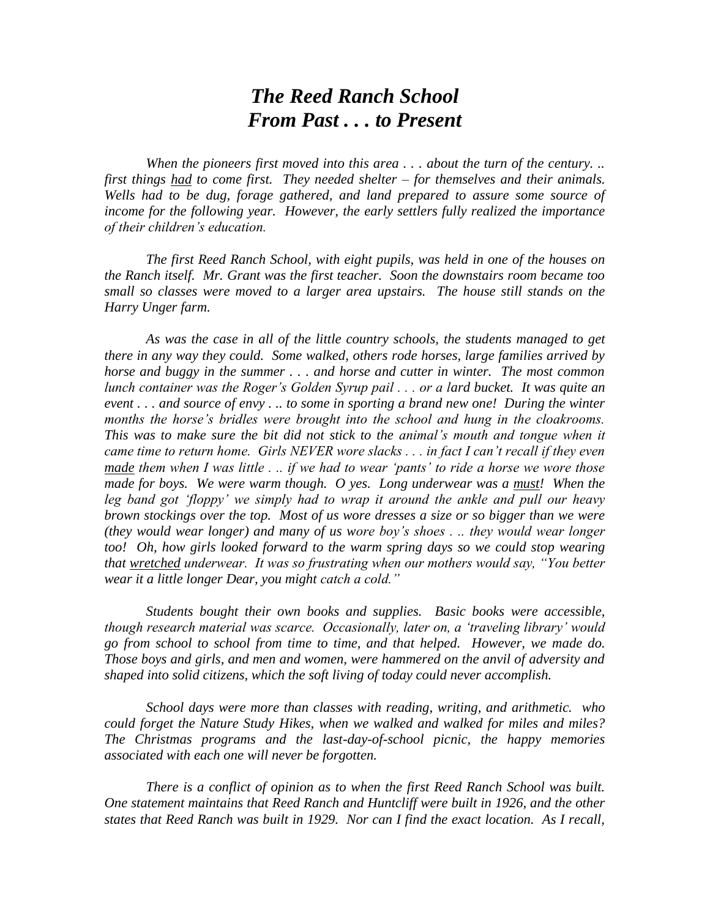# *The Reed Ranch School*
# *From Past . . . to Present*

*When the pioneers first moved into this area . . . about the turn of the century. .. first things <u>had</u> to come first. They needed shelter – for themselves and their animals. Wells had to be dug, forage gathered, and land prepared to assure some source of income for the following year. However, the early settlers fully realized the importance of their children's education.*

*The first Reed Ranch School, with eight pupils, was held in one of the houses on the Ranch itself. Mr. Grant was the first teacher. Soon the downstairs room became too small so classes were moved to a larger area upstairs. The house still stands on the Harry Unger farm.*

*As was the case in all of the little country schools, the students managed to get there in any way they could. Some walked, others rode horses, large families arrived by horse and buggy in the summer . . . and horse and cutter in winter. The most common lunch container was the Roger's Golden Syrup pail . . . or a lard bucket. It was quite an event . . . and source of envy . .. to some in sporting a brand new one! During the winter months the horse's bridles were brought into the school and hung in the cloakrooms. This was to make sure the bit did not stick to the animal's mouth and tongue when it came time to return home. Girls NEVER wore slacks . . . in fact I can't recall if they even <u>made</u> them when I was little . .. if we had to wear 'pants' to ride a horse we wore those made for boys. We were warm though. O yes. Long underwear was a <u>must</u>! When the leg band got 'floppy' we simply had to wrap it around the ankle and pull our heavy brown stockings over the top. Most of us wore dresses a size or so bigger than we were (they would wear longer) and many of us wore boy's shoes . .. they would wear longer too! Oh, how girls looked forward to the warm spring days so we could stop wearing that <u>wretched</u> underwear. It was so frustrating when our mothers would say, "You better wear it a little longer Dear, you might catch a cold."*

*Students bought their own books and supplies. Basic books were accessible, though research material was scarce. Occasionally, later on, a 'traveling library' would go from school to school from time to time, and that helped. However, we made do. Those boys and girls, and men and women, were hammered on the anvil of adversity and shaped into solid citizens, which the soft living of today could never accomplish.*

*School days were more than classes with reading, writing, and arithmetic. who could forget the Nature Study Hikes, when we walked and walked for miles and miles? The Christmas programs and the last-day-of-school picnic, the happy memories associated with each one will never be forgotten.*

*There is a conflict of opinion as to when the first Reed Ranch School was built. One statement maintains that Reed Ranch and Huntcliff were built in 1926, and the other states that Reed Ranch was built in 1929. Nor can I find the exact location. As I recall,*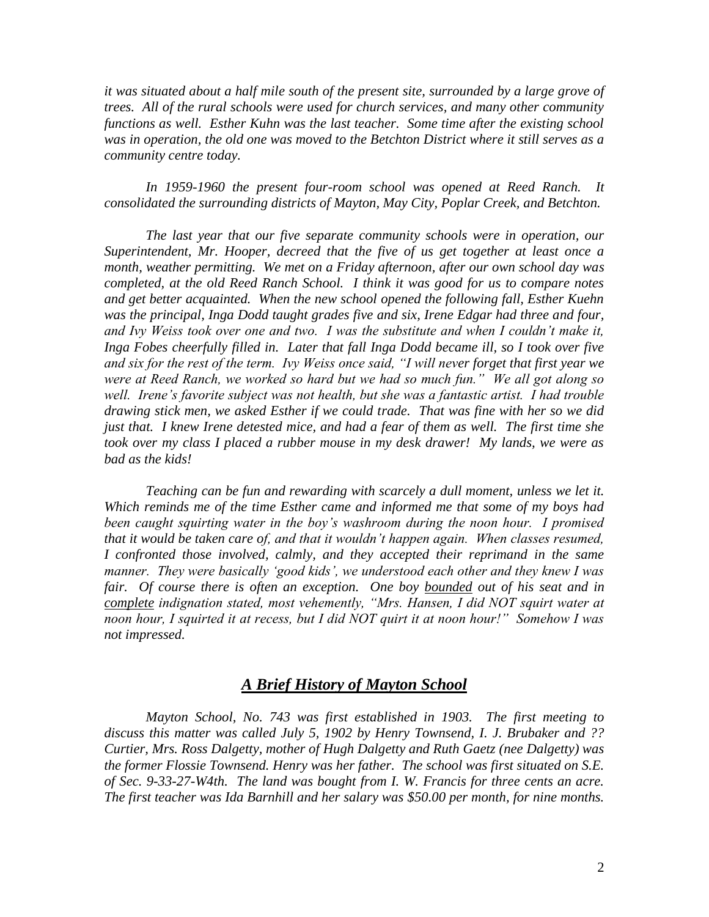*it was situated about a half mile south of the present site, surrounded by a large grove of trees. All of the rural schools were used for church services, and many other community functions as well. Esther Kuhn was the last teacher. Some time after the existing school was in operation, the old one was moved to the Betchton District where it still serves as a community centre today.*

*In 1959-1960 the present four-room school was opened at Reed Ranch. It consolidated the surrounding districts of Mayton, May City, Poplar Creek, and Betchton.*

*The last year that our five separate community schools were in operation, our Superintendent, Mr. Hooper, decreed that the five of us get together at least once a month, weather permitting. We met on a Friday afternoon, after our own school day was completed, at the old Reed Ranch School. I think it was good for us to compare notes and get better acquainted. When the new school opened the following fall, Esther Kuehn was the principal, Inga Dodd taught grades five and six, Irene Edgar had three and four, and Ivy Weiss took over one and two. I was the substitute and when I couldn't make it, Inga Fobes cheerfully filled in. Later that fall Inga Dodd became ill, so I took over five and six for the rest of the term. Ivy Weiss once said, "I will never forget that first year we were at Reed Ranch, we worked so hard but we had so much fun." We all got along so well. Irene's favorite subject was not health, but she was a fantastic artist. I had trouble drawing stick men, we asked Esther if we could trade. That was fine with her so we did just that. I knew Irene detested mice, and had a fear of them as well. The first time she took over my class I placed a rubber mouse in my desk drawer! My lands, we were as bad as the kids!*

*Teaching can be fun and rewarding with scarcely a dull moment, unless we let it. Which reminds me of the time Esther came and informed me that some of my boys had been caught squirting water in the boy's washroom during the noon hour. I promised that it would be taken care of, and that it wouldn't happen again. When classes resumed, I confronted those involved, calmly, and they accepted their reprimand in the same manner. They were basically 'good kids', we understood each other and they knew I was fair. Of course there is often an exception. One boy <u>bounded</u> out of his seat and in <u>complete</u> indignation stated, most vehemently, "Mrs. Hansen, I did NOT squirt water at noon hour, I squirted it at recess, but I did NOT quirt it at noon hour!" Somehow I was not impressed.*

## ***<u>A Brief History of Mayton School</u>***

*Mayton School, No. 743 was first established in 1903. The first meeting to discuss this matter was called July 5, 1902 by Henry Townsend, I. J. Brubaker and ?? Curtier, Mrs. Ross Dalgetty, mother of Hugh Dalgetty and Ruth Gaetz (nee Dalgetty) was the former Flossie Townsend. Henry was her father. The school was first situated on S.E. of Sec. 9-33-27-W4th. The land was bought from I. W. Francis for three cents an acre. The first teacher was Ida Barnhill and her salary was $50.00 per month, for nine months.*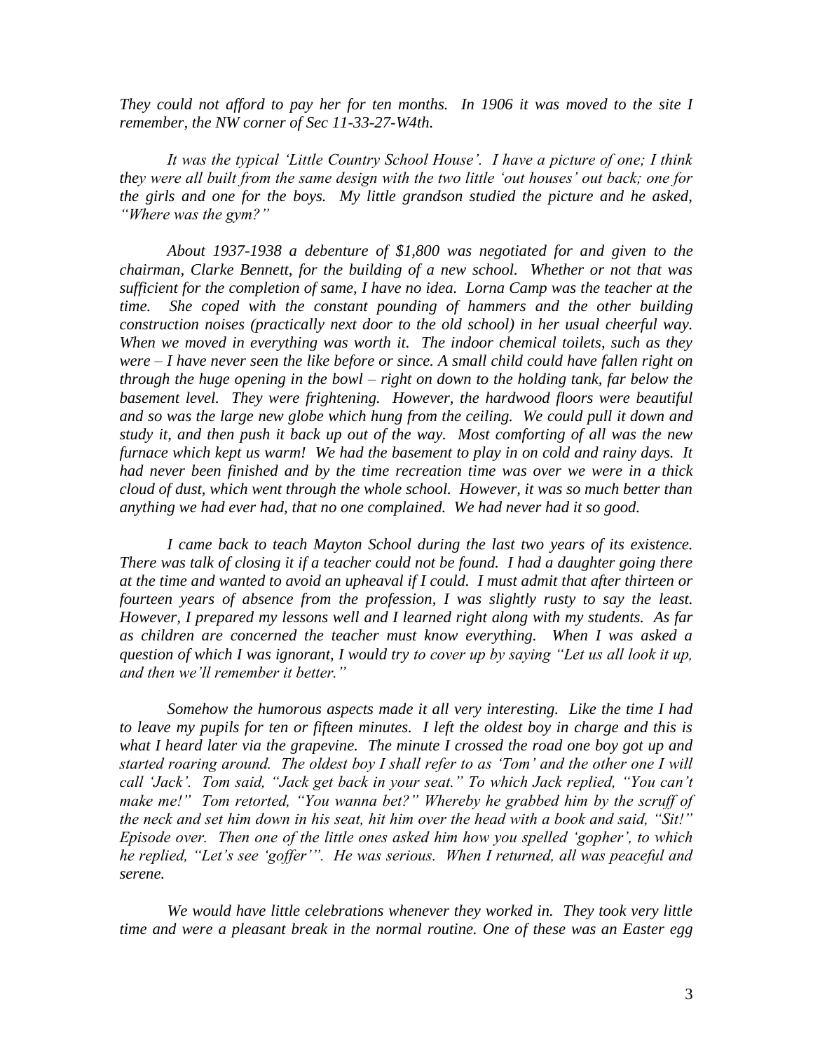*They could not afford to pay her for ten months. In 1906 it was moved to the site I remember, the NW corner of Sec 11-33-27-W4th.*

*It was the typical 'Little Country School House'. I have a picture of one; I think they were all built from the same design with the two little 'out houses' out back; one for the girls and one for the boys. My little grandson studied the picture and he asked, "Where was the gym?"*

*About 1937-1938 a debenture of $1,800 was negotiated for and given to the chairman, Clarke Bennett, for the building of a new school. Whether or not that was sufficient for the completion of same, I have no idea. Lorna Camp was the teacher at the time. She coped with the constant pounding of hammers and the other building construction noises (practically next door to the old school) in her usual cheerful way. When we moved in everything was worth it. The indoor chemical toilets, such as they were – I have never seen the like before or since. A small child could have fallen right on through the huge opening in the bowl – right on down to the holding tank, far below the basement level. They were frightening. However, the hardwood floors were beautiful and so was the large new globe which hung from the ceiling. We could pull it down and study it, and then push it back up out of the way. Most comforting of all was the new furnace which kept us warm! We had the basement to play in on cold and rainy days. It had never been finished and by the time recreation time was over we were in a thick cloud of dust, which went through the whole school. However, it was so much better than anything we had ever had, that no one complained. We had never had it so good.*

*I came back to teach Mayton School during the last two years of its existence. There was talk of closing it if a teacher could not be found. I had a daughter going there at the time and wanted to avoid an upheaval if I could. I must admit that after thirteen or fourteen years of absence from the profession, I was slightly rusty to say the least. However, I prepared my lessons well and I learned right along with my students. As far as children are concerned the teacher must know everything. When I was asked a question of which I was ignorant, I would try to cover up by saying "Let us all look it up, and then we'll remember it better."*

*Somehow the humorous aspects made it all very interesting. Like the time I had to leave my pupils for ten or fifteen minutes. I left the oldest boy in charge and this is what I heard later via the grapevine. The minute I crossed the road one boy got up and started roaring around. The oldest boy I shall refer to as 'Tom' and the other one I will call 'Jack'. Tom said, "Jack get back in your seat." To which Jack replied, "You can't make me!" Tom retorted, "You wanna bet?" Whereby he grabbed him by the scruff of the neck and set him down in his seat, hit him over the head with a book and said, "Sit!" Episode over. Then one of the little ones asked him how you spelled 'gopher', to which he replied, "Let's see 'goffer'". He was serious. When I returned, all was peaceful and serene.*

*We would have little celebrations whenever they worked in. They took very little time and were a pleasant break in the normal routine. One of these was an Easter egg*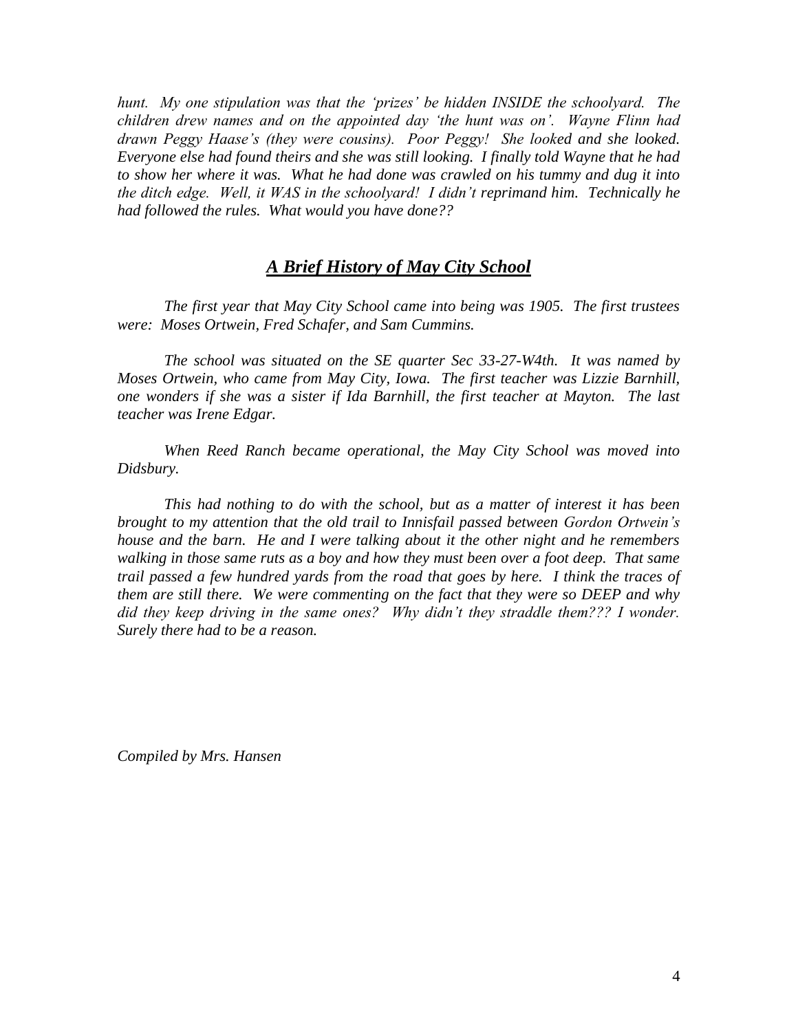*hunt. My one stipulation was that the 'prizes' be hidden INSIDE the schoolyard. The children drew names and on the appointed day 'the hunt was on'. Wayne Flinn had drawn Peggy Haase's (they were cousins). Poor Peggy! She looked and she looked. Everyone else had found theirs and she was still looking. I finally told Wayne that he had to show her where it was. What he had done was crawled on his tummy and dug it into the ditch edge. Well, it WAS in the schoolyard! I didn't reprimand him. Technically he had followed the rules. What would you have done??*

## ***A Brief History of May City School***

*The first year that May City School came into being was 1905. The first trustees were: Moses Ortwein, Fred Schafer, and Sam Cummins.*

*The school was situated on the SE quarter Sec 33-27-W4th. It was named by Moses Ortwein, who came from May City, Iowa. The first teacher was Lizzie Barnhill, one wonders if she was a sister if Ida Barnhill, the first teacher at Mayton. The last teacher was Irene Edgar.*

*When Reed Ranch became operational, the May City School was moved into Didsbury.*

*This had nothing to do with the school, but as a matter of interest it has been brought to my attention that the old trail to Innisfail passed between Gordon Ortwein's house and the barn. He and I were talking about it the other night and he remembers walking in those same ruts as a boy and how they must been over a foot deep. That same trail passed a few hundred yards from the road that goes by here. I think the traces of them are still there. We were commenting on the fact that they were so DEEP and why did they keep driving in the same ones? Why didn't they straddle them??? I wonder. Surely there had to be a reason.*

*Compiled by Mrs. Hansen*